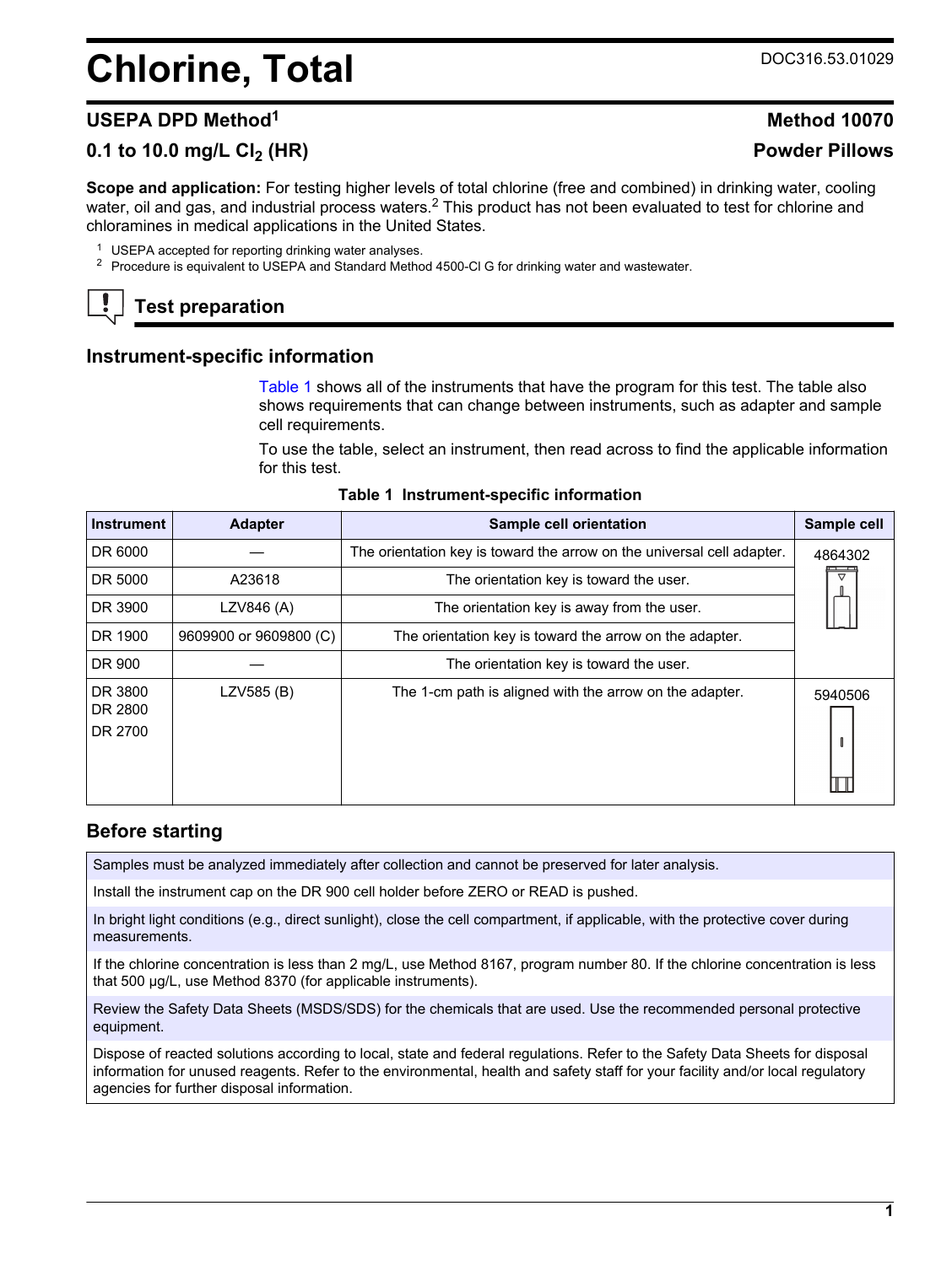# Chlorine, Total

DOC316.53.01029

## USEPA DPD Method[1] — Method 10070

## 0.1 to 10.0 mg/L $Cl_2$ (HR) — Powder Pillows

**Scope and application:** For testing higher levels of total chlorine (free and combined) in drinking water, cooling water, oil and gas, and industrial process waters.[2] This product has not been evaluated to test for chlorine and chloramines in medical applications in the United States.

[1] USEPA accepted for reporting drinking water analyses.
[2] Procedure is equivalent to USEPA and Standard Method 4500-Cl G for drinking water and wastewater.

## Test preparation

### Instrument-specific information

Table 1 shows all of the instruments that have the program for this test. The table also shows requirements that can change between instruments, such as adapter and sample cell requirements.

To use the table, select an instrument, then read across to find the applicable information for this test.

**Table 1 Instrument-specific information**

| Instrument | Adapter | Sample cell orientation | Sample cell |
|---|---|---|---|
| DR 6000 | — | The orientation key is toward the arrow on the universal cell adapter. | 4864302 |
| DR 5000 | A23618 | The orientation key is toward the user. | 4864302 |
| DR 3900 | LZV846 (A) | The orientation key is away from the user. | 4864302 |
| DR 1900 | 9609900 or 9609800 (C) | The orientation key is toward the arrow on the adapter. | 4864302 |
| DR 900 | — | The orientation key is toward the user. | 4864302 |
| DR 3800<br>DR 2800<br>DR 2700 | LZV585 (B) | The 1-cm path is aligned with the arrow on the adapter. | 5940506 |

### Before starting

Samples must be analyzed immediately after collection and cannot be preserved for later analysis.

Install the instrument cap on the DR 900 cell holder before ZERO or READ is pushed.

In bright light conditions (e.g., direct sunlight), close the cell compartment, if applicable, with the protective cover during measurements.

If the chlorine concentration is less than 2 mg/L, use Method 8167, program number 80. If the chlorine concentration is less that 500 µg/L, use Method 8370 (for applicable instruments).

Review the Safety Data Sheets (MSDS/SDS) for the chemicals that are used. Use the recommended personal protective equipment.

Dispose of reacted solutions according to local, state and federal regulations. Refer to the Safety Data Sheets for disposal information for unused reagents. Refer to the environmental, health and safety staff for your facility and/or local regulatory agencies for further disposal information.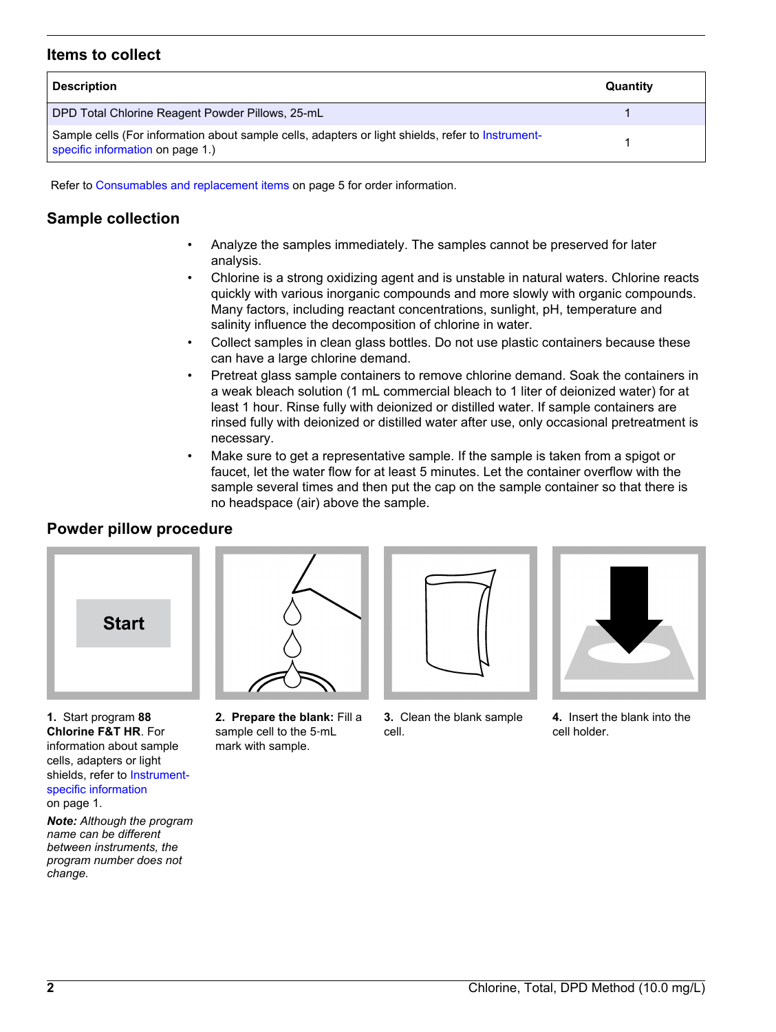## Items to collect

| Description | Quantity |
|---|---|
| DPD Total Chlorine Reagent Powder Pillows, 25-mL | 1 |
| Sample cells (For information about sample cells, adapters or light shields, refer to Instrument-specific information on page 1.) | 1 |

Refer to Consumables and replacement items on page 5 for order information.

## Sample collection

- Analyze the samples immediately. The samples cannot be preserved for later analysis.
- Chlorine is a strong oxidizing agent and is unstable in natural waters. Chlorine reacts quickly with various inorganic compounds and more slowly with organic compounds. Many factors, including reactant concentrations, sunlight, pH, temperature and salinity influence the decomposition of chlorine in water.
- Collect samples in clean glass bottles. Do not use plastic containers because these can have a large chlorine demand.
- Pretreat glass sample containers to remove chlorine demand. Soak the containers in a weak bleach solution (1 mL commercial bleach to 1 liter of deionized water) for at least 1 hour. Rinse fully with deionized or distilled water. If sample containers are rinsed fully with deionized or distilled water after use, only occasional pretreatment is necessary.
- Make sure to get a representative sample. If the sample is taken from a spigot or faucet, let the water flow for at least 5 minutes. Let the container overflow with the sample several times and then put the cap on the sample container so that there is no headspace (air) above the sample.

## Powder pillow procedure

**1.** Start program **88 Chlorine F&T HR**. For information about sample cells, adapters or light shields, refer to Instrument-specific information on page 1.

***Note:*** *Although the program name can be different between instruments, the program number does not change.*

**2. Prepare the blank:** Fill a sample cell to the 5-mL mark with sample.

**3.** Clean the blank sample cell.

**4.** Insert the blank into the cell holder.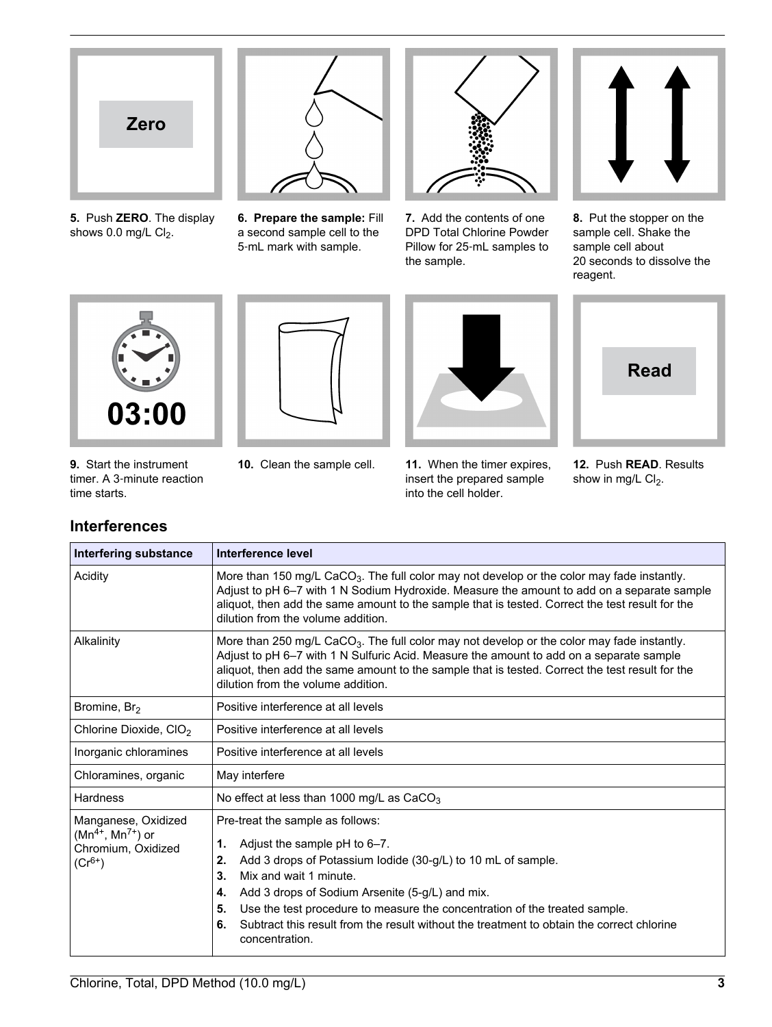**5.** Push **ZERO**. The display shows 0.0 mg/L $Cl_2$.

**6.** **Prepare the sample:** Fill a second sample cell to the 5-mL mark with sample.

**7.** Add the contents of one DPD Total Chlorine Powder Pillow for 25-mL samples to the sample.

**8.** Put the stopper on the sample cell. Shake the sample cell about 20 seconds to dissolve the reagent.

**9.** Start the instrument timer. A 3-minute reaction time starts.

**10.** Clean the sample cell.

**11.** When the timer expires, insert the prepared sample into the cell holder.

**12.** Push **READ**. Results show in mg/L $Cl_2$.

## Interferences

| Interfering substance | Interference level |
| --- | --- |
| Acidity | More than 150 mg/L $CaCO_3$. The full color may not develop or the color may fade instantly. Adjust to pH 6–7 with 1 N Sodium Hydroxide. Measure the amount to add on a separate sample aliquot, then add the same amount to the sample that is tested. Correct the test result for the dilution from the volume addition. |
| Alkalinity | More than 250 mg/L $CaCO_3$. The full color may not develop or the color may fade instantly. Adjust to pH 6–7 with 1 N Sulfuric Acid. Measure the amount to add on a separate sample aliquot, then add the same amount to the sample that is tested. Correct the test result for the dilution from the volume addition. |
| Bromine, $Br_2$ | Positive interference at all levels |
| Chlorine Dioxide, $ClO_2$ | Positive interference at all levels |
| Inorganic chloramines | Positive interference at all levels |
| Chloramines, organic | May interfere |
| Hardness | No effect at less than 1000 mg/L as $CaCO_3$ |
| Manganese, Oxidized ($Mn^{4+}$, $Mn^{7+}$) or Chromium, Oxidized ($Cr^{6+}$) | Pre-treat the sample as follows: 1. Adjust the sample pH to 6–7. 2. Add 3 drops of Potassium Iodide (30-g/L) to 10 mL of sample. 3. Mix and wait 1 minute. 4. Add 3 drops of Sodium Arsenite (5-g/L) and mix. 5. Use the test procedure to measure the concentration of the treated sample. 6. Subtract this result from the result without the treatment to obtain the correct chlorine concentration. |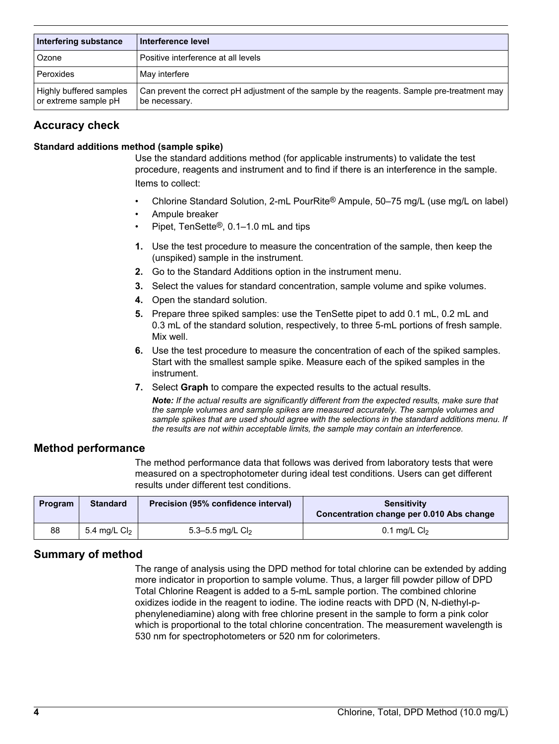| Interfering substance | Interference level |
| --- | --- |
| Ozone | Positive interference at all levels |
| Peroxides | May interfere |
| Highly buffered samples or extreme sample pH | Can prevent the correct pH adjustment of the sample by the reagents. Sample pre-treatment may be necessary. |

## Accuracy check

### Standard additions method (sample spike)

Use the standard additions method (for applicable instruments) to validate the test procedure, reagents and instrument and to find if there is an interference in the sample.

Items to collect:

- Chlorine Standard Solution, 2-mL PourRite® Ampule, 50–75 mg/L (use mg/L on label)
- Ampule breaker
- Pipet, TenSette®, 0.1–1.0 mL and tips

1. Use the test procedure to measure the concentration of the sample, then keep the (unspiked) sample in the instrument.
2. Go to the Standard Additions option in the instrument menu.
3. Select the values for standard concentration, sample volume and spike volumes.
4. Open the standard solution.
5. Prepare three spiked samples: use the TenSette pipet to add 0.1 mL, 0.2 mL and 0.3 mL of the standard solution, respectively, to three 5-mL portions of fresh sample. Mix well.
6. Use the test procedure to measure the concentration of each of the spiked samples. Start with the smallest sample spike. Measure each of the spiked samples in the instrument.
7. Select **Graph** to compare the expected results to the actual results.

   ***Note:*** *If the actual results are significantly different from the expected results, make sure that the sample volumes and sample spikes are measured accurately. The sample volumes and sample spikes that are used should agree with the selections in the standard additions menu. If the results are not within acceptable limits, the sample may contain an interference.*

## Method performance

The method performance data that follows was derived from laboratory tests that were measured on a spectrophotometer during ideal test conditions. Users can get different results under different test conditions.

| Program | Standard | Precision (95% confidence interval) | Sensitivity Concentration change per 0.010 Abs change |
| --- | --- | --- | --- |
| 88 | 5.4 mg/L $Cl_2$ | 5.3–5.5 mg/L $Cl_2$ | 0.1 mg/L $Cl_2$ |

## Summary of method

The range of analysis using the DPD method for total chlorine can be extended by adding more indicator in proportion to sample volume. Thus, a larger fill powder pillow of DPD Total Chlorine Reagent is added to a 5-mL sample portion. The combined chlorine oxidizes iodide in the reagent to iodine. The iodine reacts with DPD (N, N-diethyl-p-phenylenediamine) along with free chlorine present in the sample to form a pink color which is proportional to the total chlorine concentration. The measurement wavelength is 530 nm for spectrophotometers or 520 nm for colorimeters.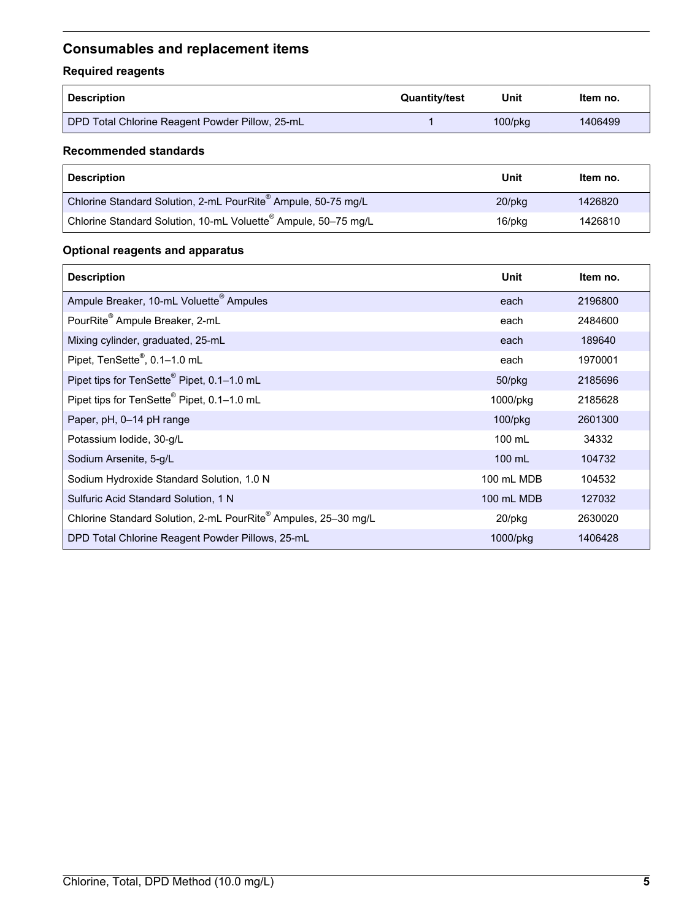## Consumables and replacement items

### Required reagents

| Description | Quantity/test | Unit | Item no. |
|---|---|---|---|
| DPD Total Chlorine Reagent Powder Pillow, 25-mL | 1 | 100/pkg | 1406499 |

### Recommended standards

| Description | Unit | Item no. |
|---|---|---|
| Chlorine Standard Solution, 2-mL PourRite® Ampule, 50-75 mg/L | 20/pkg | 1426820 |
| Chlorine Standard Solution, 10-mL Voluette® Ampule, 50–75 mg/L | 16/pkg | 1426810 |

### Optional reagents and apparatus

| Description | Unit | Item no. |
|---|---|---|
| Ampule Breaker, 10-mL Voluette® Ampules | each | 2196800 |
| PourRite® Ampule Breaker, 2-mL | each | 2484600 |
| Mixing cylinder, graduated, 25-mL | each | 189640 |
| Pipet, TenSette®, 0.1–1.0 mL | each | 1970001 |
| Pipet tips for TenSette® Pipet, 0.1–1.0 mL | 50/pkg | 2185696 |
| Pipet tips for TenSette® Pipet, 0.1–1.0 mL | 1000/pkg | 2185628 |
| Paper, pH, 0–14 pH range | 100/pkg | 2601300 |
| Potassium Iodide, 30-g/L | 100 mL | 34332 |
| Sodium Arsenite, 5-g/L | 100 mL | 104732 |
| Sodium Hydroxide Standard Solution, 1.0 N | 100 mL MDB | 104532 |
| Sulfuric Acid Standard Solution, 1 N | 100 mL MDB | 127032 |
| Chlorine Standard Solution, 2-mL PourRite® Ampules, 25–30 mg/L | 20/pkg | 2630020 |
| DPD Total Chlorine Reagent Powder Pillows, 25-mL | 1000/pkg | 1406428 |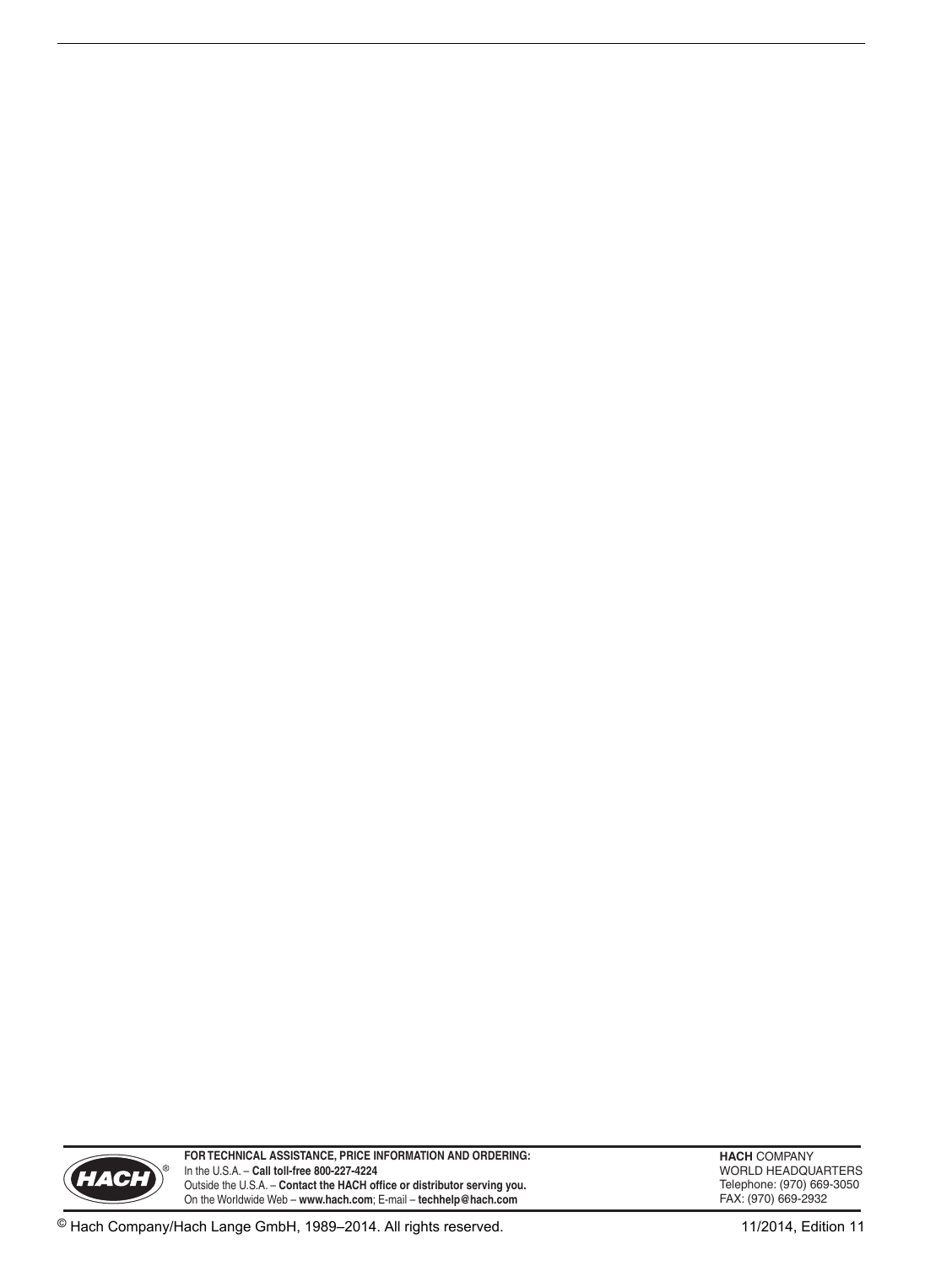**FOR TECHNICAL ASSISTANCE, PRICE INFORMATION AND ORDERING:**
In the U.S.A. – **Call toll-free 800-227-4224**
Outside the U.S.A. – **Contact the HACH office or distributor serving you.**
On the Worldwide Web – **www.hach.com**; E-mail – **techhelp@hach.com**

**HACH** COMPANY
WORLD HEADQUARTERS
Telephone: (970) 669-3050
FAX: (970) 669-2932

© Hach Company/Hach Lange GmbH, 1989–2014. All rights reserved.

11/2014, Edition 11